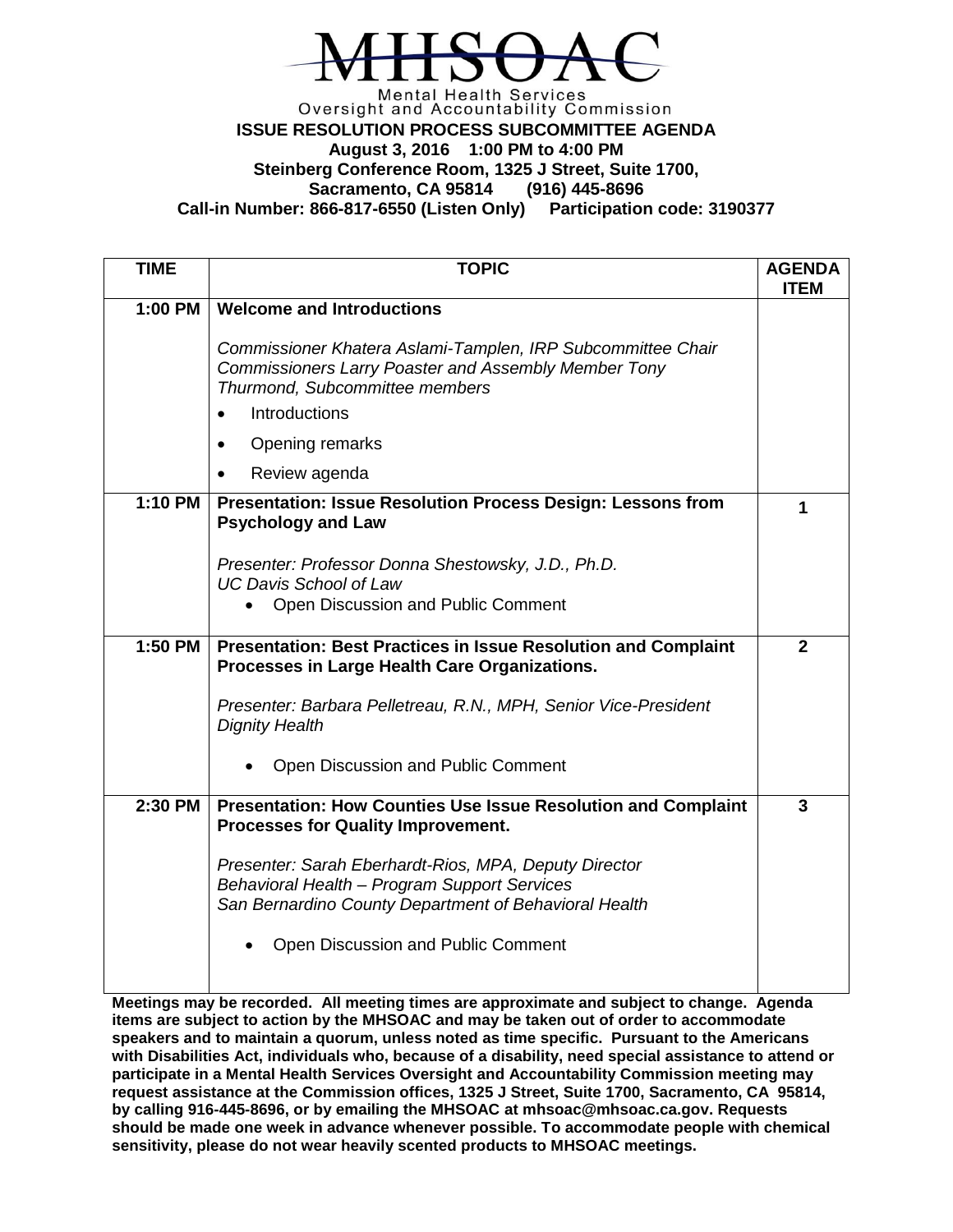# MHSOAC

Mental Health Services
Oversight and Accountability Commission

## ISSUE RESOLUTION PROCESS SUBCOMMITTEE AGENDA

**August 3, 2016 1:00 PM to 4:00 PM**
**Steinberg Conference Room, 1325 J Street, Suite 1700,**
**Sacramento, CA 95814 (916) 445-8696**
**Call-in Number: 866-817-6550 (Listen Only) Participation code: 3190377**

| TIME | TOPIC | AGENDA ITEM |
|---|---|---|
| 1:00 PM | **Welcome and Introductions**<br><br>*Commissioner Khatera Aslami-Tamplen, IRP Subcommittee Chair*<br>*Commissioners Larry Poaster and Assembly Member Tony Thurmond, Subcommittee members*<br>• Introductions<br>• Opening remarks<br>• Review agenda | |
| 1:10 PM | **Presentation: Issue Resolution Process Design: Lessons from Psychology and Law**<br><br>*Presenter: Professor Donna Shestowsky, J.D., Ph.D.*<br>*UC Davis School of Law*<br>• Open Discussion and Public Comment | 1 |
| 1:50 PM | **Presentation: Best Practices in Issue Resolution and Complaint Processes in Large Health Care Organizations.**<br><br>*Presenter: Barbara Pelletreau, R.N., MPH, Senior Vice-President Dignity Health*<br><br>• Open Discussion and Public Comment | 2 |
| 2:30 PM | **Presentation: How Counties Use Issue Resolution and Complaint Processes for Quality Improvement.**<br><br>*Presenter: Sarah Eberhardt-Rios, MPA, Deputy Director*<br>*Behavioral Health – Program Support Services*<br>*San Bernardino County Department of Behavioral Health*<br><br>• Open Discussion and Public Comment | 3 |

**Meetings may be recorded. All meeting times are approximate and subject to change. Agenda items are subject to action by the MHSOAC and may be taken out of order to accommodate speakers and to maintain a quorum, unless noted as time specific. Pursuant to the Americans with Disabilities Act, individuals who, because of a disability, need special assistance to attend or participate in a Mental Health Services Oversight and Accountability Commission meeting may request assistance at the Commission offices, 1325 J Street, Suite 1700, Sacramento, CA 95814, by calling 916-445-8696, or by emailing the MHSOAC at mhsoac@mhsoac.ca.gov. Requests should be made one week in advance whenever possible. To accommodate people with chemical sensitivity, please do not wear heavily scented products to MHSOAC meetings.**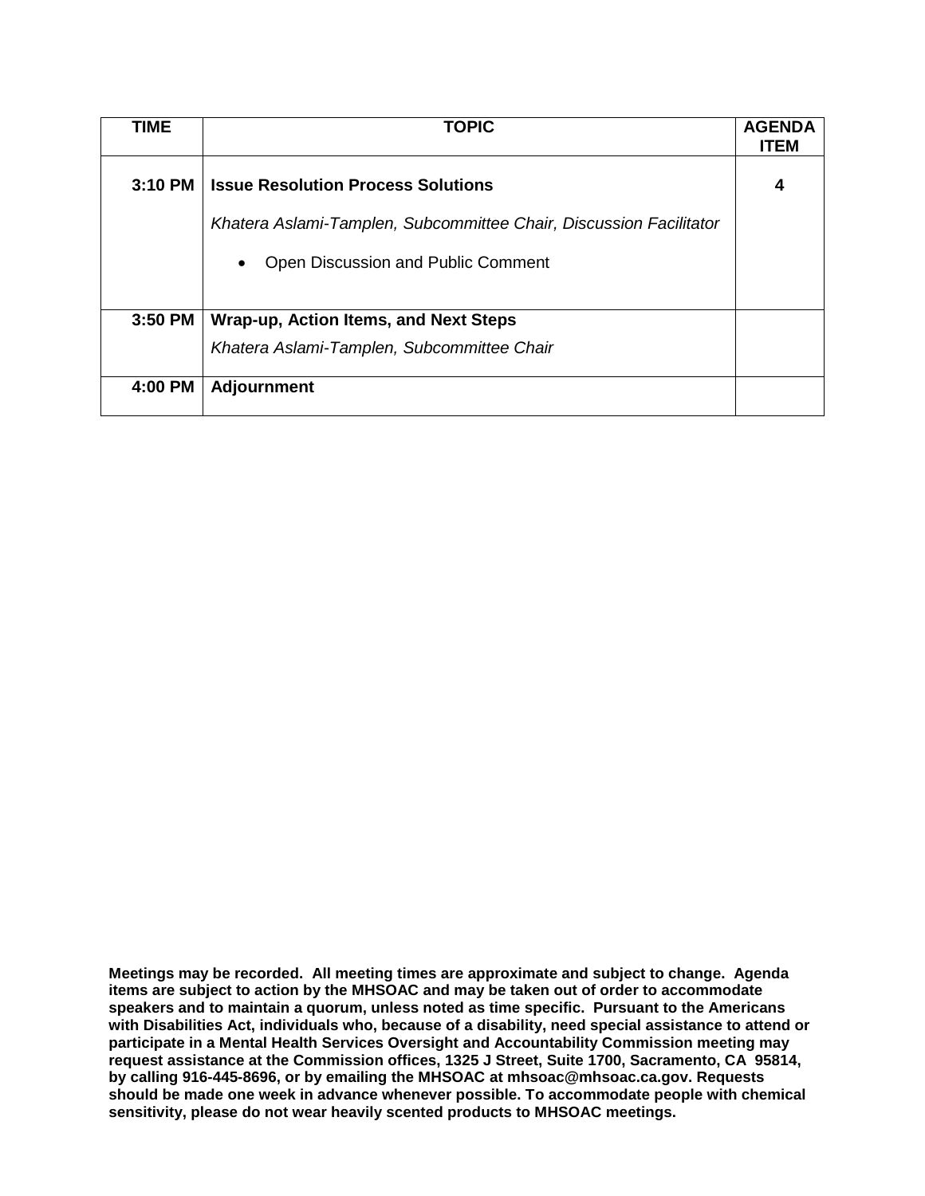| TIME | TOPIC | AGENDA ITEM |
|---|---|---|
| 3:10 PM | **Issue Resolution Process Solutions**<br>*Khatera Aslami-Tamplen, Subcommittee Chair, Discussion Facilitator*<br>• Open Discussion and Public Comment | 4 |
| 3:50 PM | **Wrap-up, Action Items, and Next Steps**<br>*Khatera Aslami-Tamplen, Subcommittee Chair* | |
| 4:00 PM | **Adjournment** | |

**Meetings may be recorded. All meeting times are approximate and subject to change. Agenda items are subject to action by the MHSOAC and may be taken out of order to accommodate speakers and to maintain a quorum, unless noted as time specific. Pursuant to the Americans with Disabilities Act, individuals who, because of a disability, need special assistance to attend or participate in a Mental Health Services Oversight and Accountability Commission meeting may request assistance at the Commission offices, 1325 J Street, Suite 1700, Sacramento, CA 95814, by calling 916-445-8696, or by emailing the MHSOAC at mhsoac@mhsoac.ca.gov. Requests should be made one week in advance whenever possible. To accommodate people with chemical sensitivity, please do not wear heavily scented products to MHSOAC meetings.**